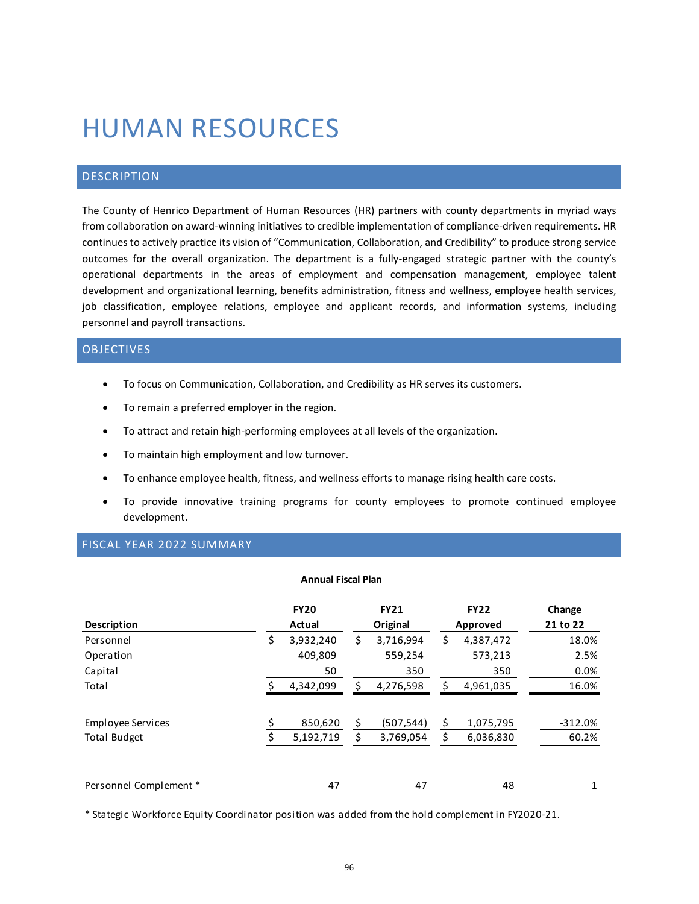# HUMAN RESOURCES

## DESCRIPTION

The County of Henrico Department of Human Resources (HR) partners with county departments in myriad ways from collaboration on award-winning initiatives to credible implementation of compliance-driven requirements. HR continues to actively practice its vision of "Communication, Collaboration, and Credibility" to produce strong service outcomes for the overall organization. The department is a fully-engaged strategic partner with the county's operational departments in the areas of employment and compensation management, employee talent development and organizational learning, benefits administration, fitness and wellness, employee health services, job classification, employee relations, employee and applicant records, and information systems, including personnel and payroll transactions.

## OBJECTIVES

- To focus on Communication, Collaboration, and Credibility as HR serves its customers.
- To remain a preferred employer in the region.
- To attract and retain high-performing employees at all levels of the organization.
- To maintain high employment and low turnover.
- To enhance employee health, fitness, and wellness efforts to manage rising health care costs.
- To provide innovative training programs for county employees to promote continued employee development.

## FISCAL YEAR 2022 SUMMARY

**Annual Fiscal Plan**

| Description | FY20 Actual | FY21 Original | FY22 Approved | Change 21 to 22 |
|---|---|---|---|---|
| Personnel | $ 3,932,240 | $ 3,716,994 | $ 4,387,472 | 18.0% |
| Operation | 409,809 | 559,254 | 573,213 | 2.5% |
| Capital | 50 | 350 | 350 | 0.0% |
| Total | $ 4,342,099 | $ 4,276,598 | $ 4,961,035 | 16.0% |
| | | | | |
| Employee Services | $ 850,620 | $ (507,544) | $ 1,075,795 | -312.0% |
| Total Budget | $ 5,192,719 | $ 3,769,054 | $ 6,036,830 | 60.2% |
| | | | | |
| Personnel Complement * | 47 | 47 | 48 | 1 |

* Stategic Workforce Equity Coordinator position was added from the hold complement in FY2020-21.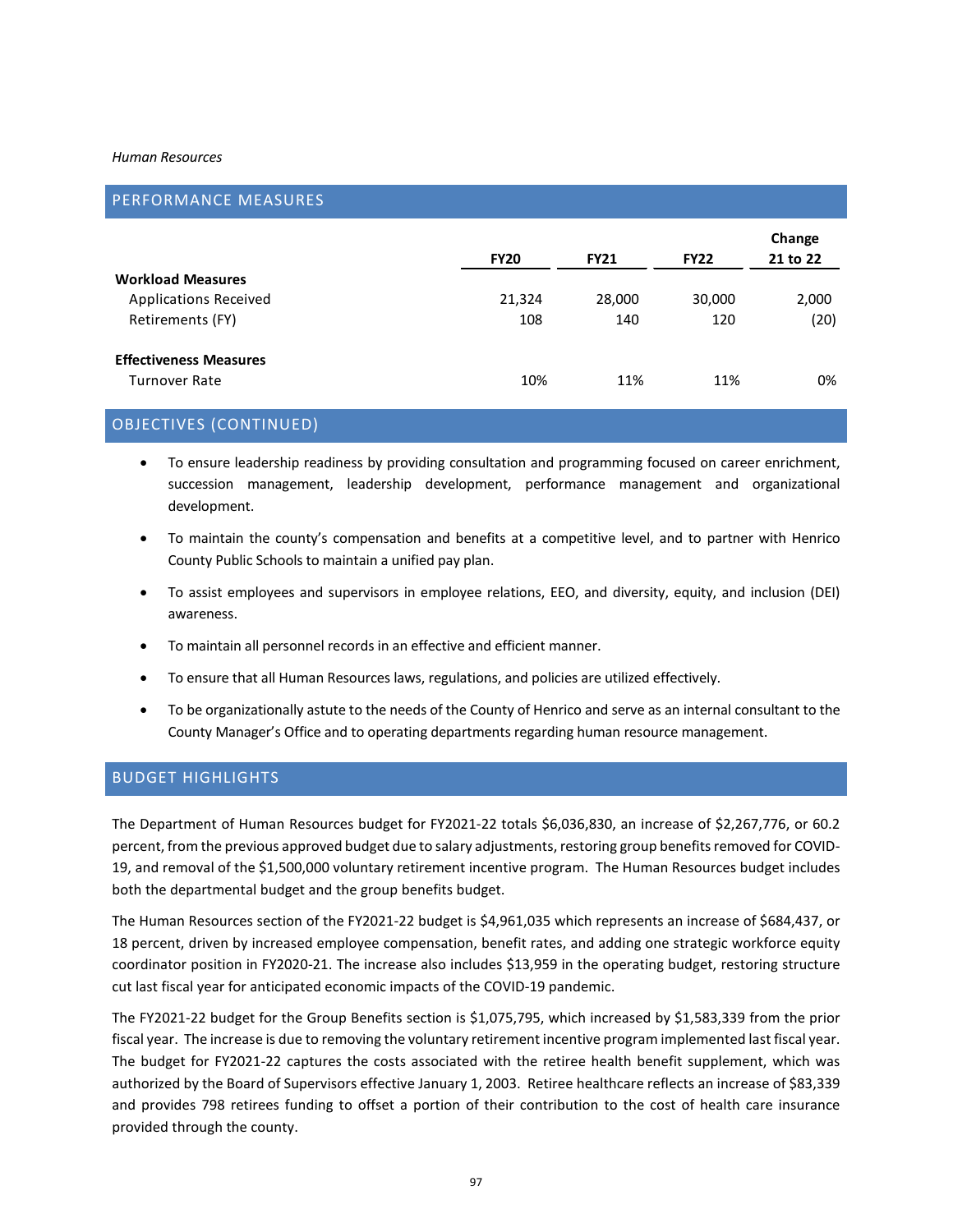*Human Resources*

## PERFORMANCE MEASURES

| | FY20 | FY21 | FY22 | Change 21 to 22 |
|---|---|---|---|---|
| **Workload Measures** | | | | |
| Applications Received | 21,324 | 28,000 | 30,000 | 2,000 |
| Retirements (FY) | 108 | 140 | 120 | (20) |
| **Effectiveness Measures** | | | | |
| Turnover Rate | 10% | 11% | 11% | 0% |

## OBJECTIVES (CONTINUED)

- To ensure leadership readiness by providing consultation and programming focused on career enrichment, succession management, leadership development, performance management and organizational development.
- To maintain the county's compensation and benefits at a competitive level, and to partner with Henrico County Public Schools to maintain a unified pay plan.
- To assist employees and supervisors in employee relations, EEO, and diversity, equity, and inclusion (DEI) awareness.
- To maintain all personnel records in an effective and efficient manner.
- To ensure that all Human Resources laws, regulations, and policies are utilized effectively.
- To be organizationally astute to the needs of the County of Henrico and serve as an internal consultant to the County Manager's Office and to operating departments regarding human resource management.

## BUDGET HIGHLIGHTS

The Department of Human Resources budget for FY2021-22 totals $6,036,830, an increase of $2,267,776, or 60.2 percent, from the previous approved budget due to salary adjustments, restoring group benefits removed for COVID-19, and removal of the $1,500,000 voluntary retirement incentive program. The Human Resources budget includes both the departmental budget and the group benefits budget.

The Human Resources section of the FY2021-22 budget is $4,961,035 which represents an increase of $684,437, or 18 percent, driven by increased employee compensation, benefit rates, and adding one strategic workforce equity coordinator position in FY2020-21. The increase also includes $13,959 in the operating budget, restoring structure cut last fiscal year for anticipated economic impacts of the COVID-19 pandemic.

The FY2021-22 budget for the Group Benefits section is $1,075,795, which increased by $1,583,339 from the prior fiscal year. The increase is due to removing the voluntary retirement incentive program implemented last fiscal year. The budget for FY2021-22 captures the costs associated with the retiree health benefit supplement, which was authorized by the Board of Supervisors effective January 1, 2003. Retiree healthcare reflects an increase of $83,339 and provides 798 retirees funding to offset a portion of their contribution to the cost of health care insurance provided through the county.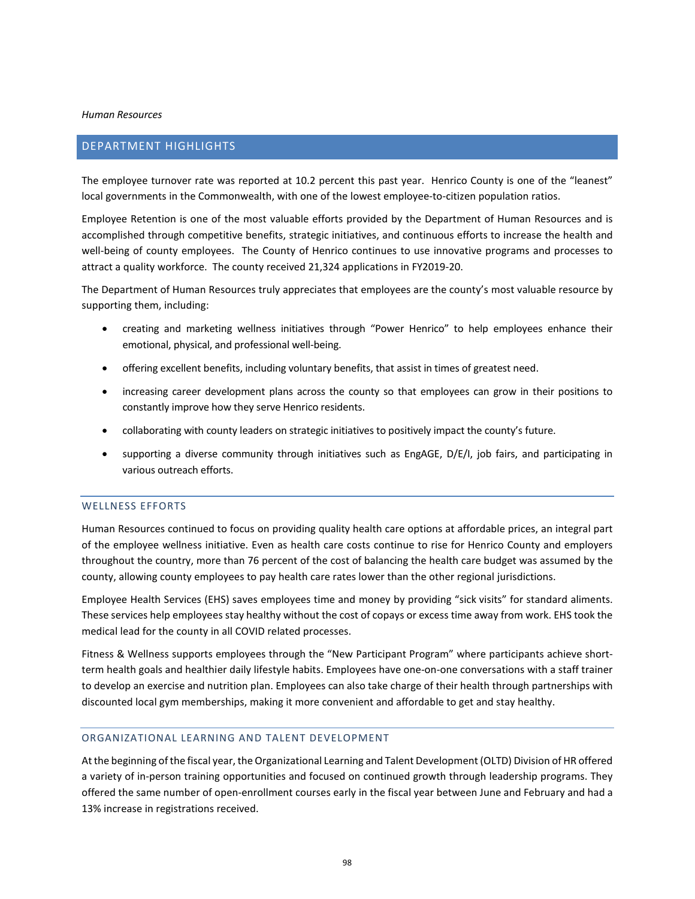*Human Resources*

## DEPARTMENT HIGHLIGHTS

The employee turnover rate was reported at 10.2 percent this past year. Henrico County is one of the "leanest" local governments in the Commonwealth, with one of the lowest employee-to-citizen population ratios.

Employee Retention is one of the most valuable efforts provided by the Department of Human Resources and is accomplished through competitive benefits, strategic initiatives, and continuous efforts to increase the health and well-being of county employees. The County of Henrico continues to use innovative programs and processes to attract a quality workforce. The county received 21,324 applications in FY2019-20.

The Department of Human Resources truly appreciates that employees are the county's most valuable resource by supporting them, including:

- creating and marketing wellness initiatives through "Power Henrico" to help employees enhance their emotional, physical, and professional well-being.
- offering excellent benefits, including voluntary benefits, that assist in times of greatest need.
- increasing career development plans across the county so that employees can grow in their positions to constantly improve how they serve Henrico residents.
- collaborating with county leaders on strategic initiatives to positively impact the county's future.
- supporting a diverse community through initiatives such as EngAGE, D/E/I, job fairs, and participating in various outreach efforts.

### WELLNESS EFFORTS

Human Resources continued to focus on providing quality health care options at affordable prices, an integral part of the employee wellness initiative. Even as health care costs continue to rise for Henrico County and employers throughout the country, more than 76 percent of the cost of balancing the health care budget was assumed by the county, allowing county employees to pay health care rates lower than the other regional jurisdictions.

Employee Health Services (EHS) saves employees time and money by providing "sick visits" for standard aliments. These services help employees stay healthy without the cost of copays or excess time away from work. EHS took the medical lead for the county in all COVID related processes.

Fitness & Wellness supports employees through the "New Participant Program" where participants achieve short-term health goals and healthier daily lifestyle habits. Employees have one-on-one conversations with a staff trainer to develop an exercise and nutrition plan. Employees can also take charge of their health through partnerships with discounted local gym memberships, making it more convenient and affordable to get and stay healthy.

### ORGANIZATIONAL LEARNING AND TALENT DEVELOPMENT

At the beginning of the fiscal year, the Organizational Learning and Talent Development (OLTD) Division of HR offered a variety of in-person training opportunities and focused on continued growth through leadership programs. They offered the same number of open-enrollment courses early in the fiscal year between June and February and had a 13% increase in registrations received.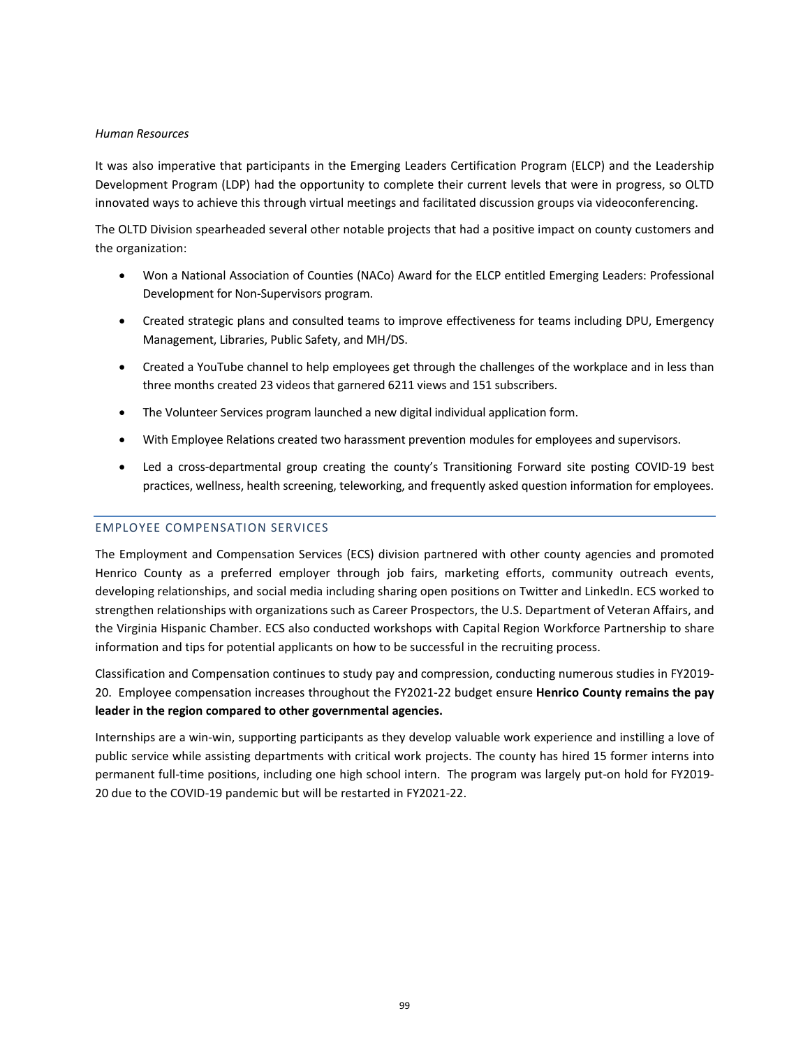*Human Resources*

It was also imperative that participants in the Emerging Leaders Certification Program (ELCP) and the Leadership Development Program (LDP) had the opportunity to complete their current levels that were in progress, so OLTD innovated ways to achieve this through virtual meetings and facilitated discussion groups via videoconferencing.

The OLTD Division spearheaded several other notable projects that had a positive impact on county customers and the organization:

- Won a National Association of Counties (NACo) Award for the ELCP entitled Emerging Leaders: Professional Development for Non-Supervisors program.
- Created strategic plans and consulted teams to improve effectiveness for teams including DPU, Emergency Management, Libraries, Public Safety, and MH/DS.
- Created a YouTube channel to help employees get through the challenges of the workplace and in less than three months created 23 videos that garnered 6211 views and 151 subscribers.
- The Volunteer Services program launched a new digital individual application form.
- With Employee Relations created two harassment prevention modules for employees and supervisors.
- Led a cross-departmental group creating the county's Transitioning Forward site posting COVID-19 best practices, wellness, health screening, teleworking, and frequently asked question information for employees.

## EMPLOYEE COMPENSATION SERVICES

The Employment and Compensation Services (ECS) division partnered with other county agencies and promoted Henrico County as a preferred employer through job fairs, marketing efforts, community outreach events, developing relationships, and social media including sharing open positions on Twitter and LinkedIn. ECS worked to strengthen relationships with organizations such as Career Prospectors, the U.S. Department of Veteran Affairs, and the Virginia Hispanic Chamber. ECS also conducted workshops with Capital Region Workforce Partnership to share information and tips for potential applicants on how to be successful in the recruiting process.

Classification and Compensation continues to study pay and compression, conducting numerous studies in FY2019-20. Employee compensation increases throughout the FY2021-22 budget ensure **Henrico County remains the pay leader in the region compared to other governmental agencies.**

Internships are a win-win, supporting participants as they develop valuable work experience and instilling a love of public service while assisting departments with critical work projects. The county has hired 15 former interns into permanent full-time positions, including one high school intern. The program was largely put-on hold for FY2019-20 due to the COVID-19 pandemic but will be restarted in FY2021-22.